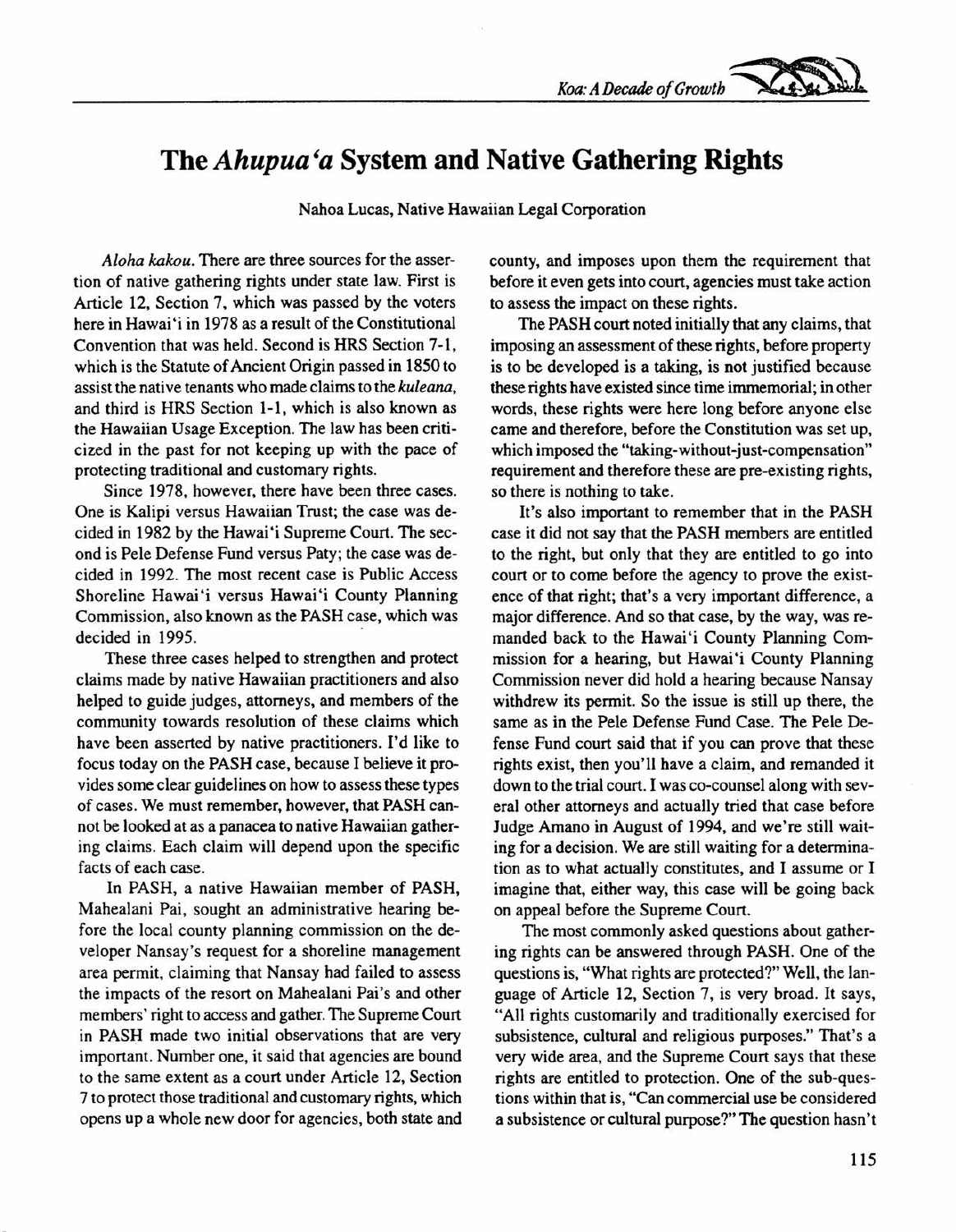# The *Ahupua'a* System and Native Gathering Rights

Nahoa Lucas, Native Hawaiian Legal Corporation

*Aloha kakou.* There are three sources for the assertion of native gathering rights under state law. First is Article 12, Section 7, which was passed by the voters here in Hawai'i in 1978 as a result of the Constitutional Convention that was held. Second is HRS Section 7-1, which is the Statute of Ancient Origin passed in 1850 to assist the native tenants who made claims to the *kuleana*, and third is HRS Section 1-1, which is also known as the Hawaiian Usage Exception. The law has been criticized in the past for not keeping up with the pace of protecting traditional and customary rights.

Since 1978, however, there have been three cases. One is Kalipi versus Hawaiian Trust; the case was decided in 1982 by the Hawai'i Supreme Court. The second is Pele Defense Fund versus Paty; the case was decided in 1992. The most recent case is Public Access Shoreline Hawai'i versus Hawai'i County Planning Commission, also known as the PASH case, which was decided in 1995.

These three cases helped to strengthen and protect claims made by native Hawaiian practitioners and also helped to guide judges, attorneys, and members of the community towards resolution of these claims which have been asserted by native practitioners. I'd like to focus today on the PASH case, because I believe it provides some clear guidelines on how to assess these types of cases. We must remember, however, that PASH cannot be looked at as a panacea to native Hawaiian gathering claims. Each claim will depend upon the specific facts of each case.

In PASH, a native Hawaiian member of PASH, Mahealani Pai, sought an administrative hearing before the local county planning commission on the developer Nansay's request for a shoreline management area permit, claiming that Nansay had failed to assess the impacts of the resort on Mahealani Pai's and other members' right to access and gather. The Supreme Court in PASH made two initial observations that are very important. Number one, it said that agencies are bound to the same extent as a court under Article 12, Section 7 to protect those traditional and customary rights, which opens up a whole new door for agencies, both state and county, and imposes upon them the requirement that before it even gets into court, agencies must take action to assess the impact on these rights.

The PASH court noted initially that any claims, that imposing an assessment of these rights, before property is to be developed is a taking, is not justified because these rights have existed since time immemorial; in other words, these rights were here long before anyone else came and therefore, before the Constitution was set up, which imposed the "taking-without-just-compensation" requirement and therefore these are pre-existing rights, so there is nothing to take.

It's also important to remember that in the PASH case it did not say that the PASH members are entitled to the right, but only that they are entitled to go into court or to come before the agency to prove the existence of that right; that's a very important difference, a major difference. And so that case, by the way, was remanded back to the Hawai'i County Planning Commission for a hearing, but Hawai'i County Planning Commission never did hold a hearing because Nansay withdrew its permit. So the issue is still up there, the same as in the Pele Defense Fund Case. The Pele Defense Fund court said that if you can prove that these rights exist, then you'll have a claim, and remanded it down to the trial court. I was co-counsel along with several other attorneys and actually tried that case before Judge Amano in August of 1994, and we're still waiting for a decision. We are still waiting for a determination as to what actually constitutes, and I assume or I imagine that, either way, this case will be going back on appeal before the Supreme Court.

The most commonly asked questions about gathering rights can be answered through PASH. One of the questions is, "What rights are protected?" Well, the language of Article 12, Section 7, is very broad. It says, "All rights customarily and traditionally exercised for subsistence, cultural and religious purposes." That's a very wide area, and the Supreme Court says that these rights are entitled to protection. One of the sub-questions within that is, "Can commercial use be considered a subsistence or cultural purpose?" The question hasn't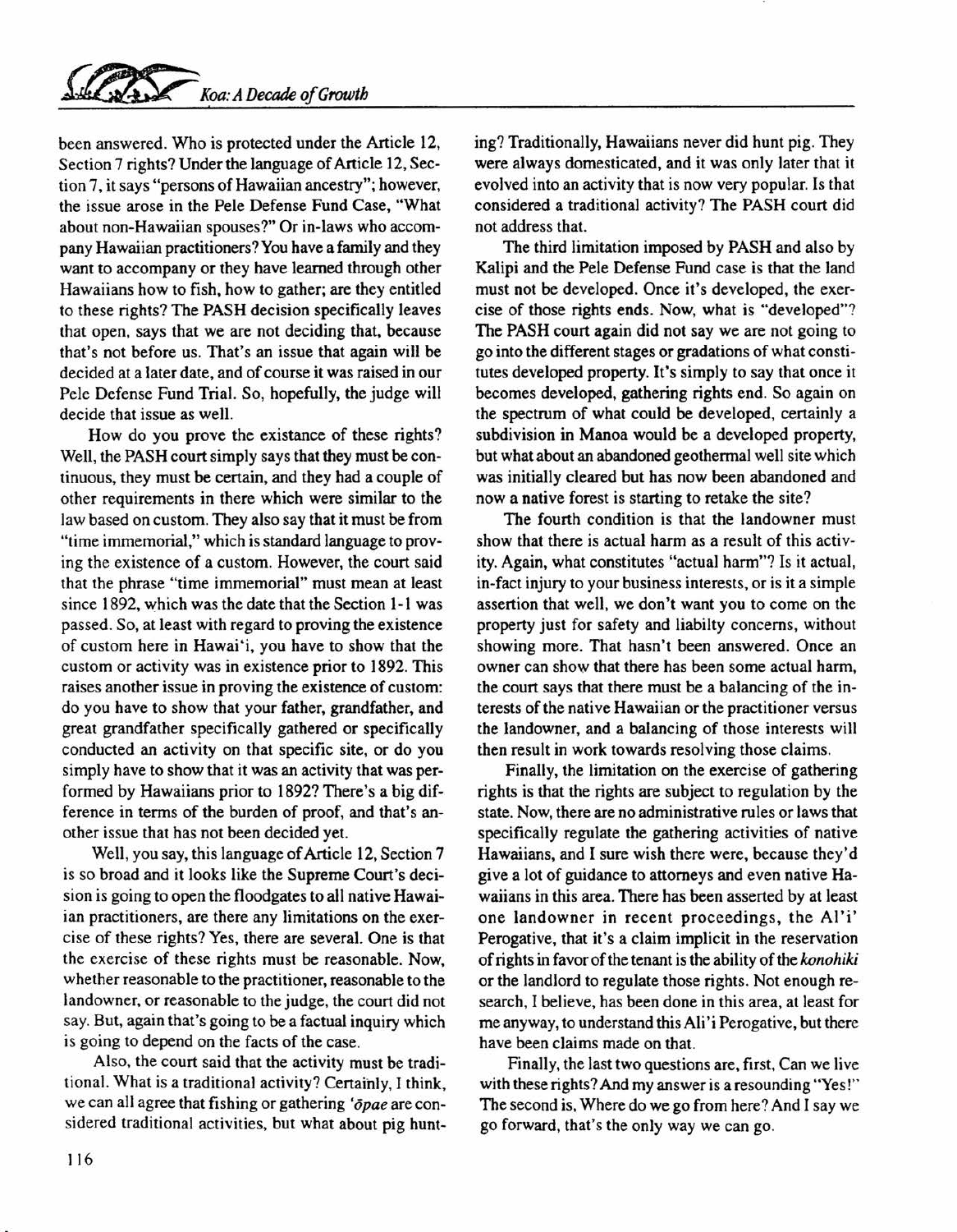been answered. Who is protected under the Article 12, Section 7 rights? Under the language of Article 12, Section 7, it says "persons of Hawaiian ancestry"; however, the issue arose in the Pele Defense Fund Case, "What about non-Hawaiian spouses?" Or in-laws who accompany Hawaiian practitioners? You have a family and they want to accompany or they have learned through other Hawaiians how to fish, how to gather; are they entitled to these rights? The PASH decision specifically leaves that open, says that we are not deciding that, because that's not before us. That's an issue that again will be decided at a later date, and of course it was raised in our Pele Defense Fund Trial. So, hopefully, the judge will decide that issue as well.

How do you prove the existance of these rights? Well, the PASH court simply says that they must be continuous, they must be certain, and they had a couple of other requirements in there which were similar to the law based on custom. They also say that it must be from "time immemorial," which is standard language to proving the existence of a custom. However, the court said that the phrase "time immemorial" must mean at least since 1892, which was the date that the Section 1-1 was passed. So, at least with regard to proving the existence of custom here in Hawai'i, you have to show that the custom or activity was in existence prior to 1892. This raises another issue in proving the existence of custom: do you have to show that your father, grandfather, and great grandfather specifically gathered or specifically conducted an activity on that specific site, or do you simply have to show that it was an activity that was performed by Hawaiians prior to 1892? There's a big difference in terms of the burden of proof, and that's another issue that has not been decided yet.

Well, you say, this language of Article 12, Section 7 is so broad and it looks like the Supreme Court's decision is going to open the floodgates to all native Hawaiian practitioners, are there any limitations on the exercise of these rights? Yes, there are several. One is that the exercise of these rights must be reasonable. Now, whether reasonable to the practitioner, reasonable to the landowner, or reasonable to the judge, the court did not say. But, again that's going to be a factual inquiry which is going to depend on the facts of the case.

Also, the court said that the activity must be traditional. What is a traditional activity? Certainly, I think, we can all agree that fishing or gathering *'ōpae* are considered traditional activities, but what about pig hunting? Traditionally, Hawaiians never did hunt pig. They were always domesticated, and it was only later that it evolved into an activity that is now very popular. Is that considered a traditional activity? The PASH court did not address that.

The third limitation imposed by PASH and also by Kalipi and the Pele Defense Fund case is that the land must not be developed. Once it's developed, the exercise of those rights ends. Now, what is "developed"? The PASH court again did not say we are not going to go into the different stages or gradations of what constitutes developed property. It's simply to say that once it becomes developed, gathering rights end. So again on the spectrum of what could be developed, certainly a subdivision in Manoa would be a developed property, but what about an abandoned geothermal well site which was initially cleared but has now been abandoned and now a native forest is starting to retake the site?

The fourth condition is that the landowner must show that there is actual harm as a result of this activity. Again, what constitutes "actual harm"? Is it actual, in-fact injury to your business interests, or is it a simple assertion that well, we don't want you to come on the property just for safety and liabilty concerns, without showing more. That hasn't been answered. Once an owner can show that there has been some actual harm, the court says that there must be a balancing of the interests of the native Hawaiian or the practitioner versus the landowner, and a balancing of those interests will then result in work towards resolving those claims.

Finally, the limitation on the exercise of gathering rights is that the rights are subject to regulation by the state. Now, there are no administrative rules or laws that specifically regulate the gathering activities of native Hawaiians, and I sure wish there were, because they'd give a lot of guidance to attorneys and even native Hawaiians in this area. There has been asserted by at least one landowner in recent proceedings, the Al'i' Perogative, that it's a claim implicit in the reservation of rights in favor of the tenant is the ability of the *konohiki* or the landlord to regulate those rights. Not enough research, I believe, has been done in this area, at least for me anyway, to understand this Ali'i Perogative, but there have been claims made on that.

Finally, the last two questions are, first, Can we live with these rights? And my answer is a resounding "Yes!" The second is, Where do we go from here? And I say we go forward, that's the only way we can go.